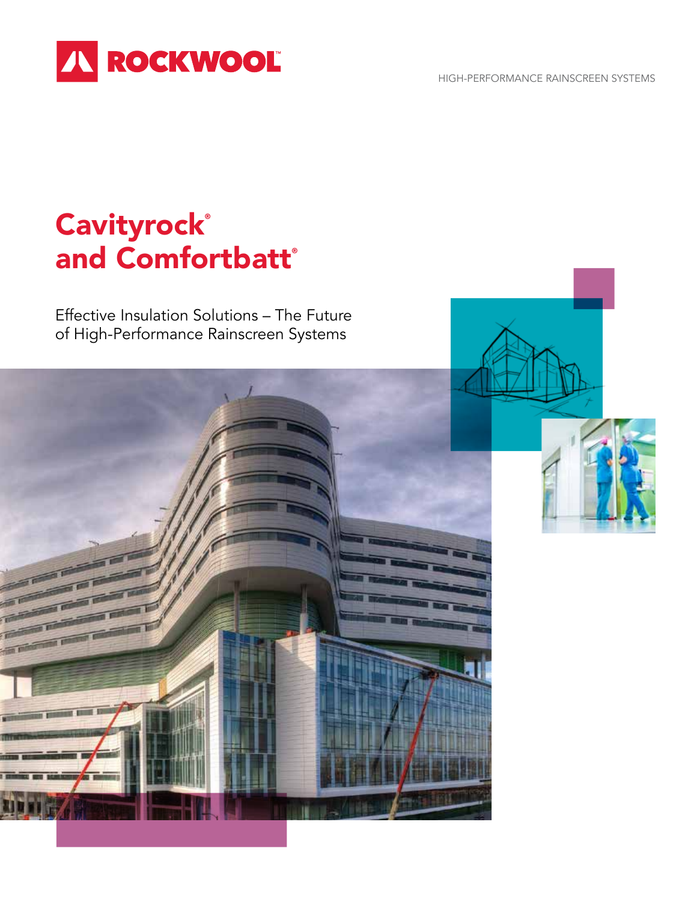ROCKWOOL™

HIGH-PERFORMANCE RAINSCREEN SYSTEMS

# Cavityrock® and Comfortbatt®

Effective Insulation Solutions – The Future of High-Performance Rainscreen Systems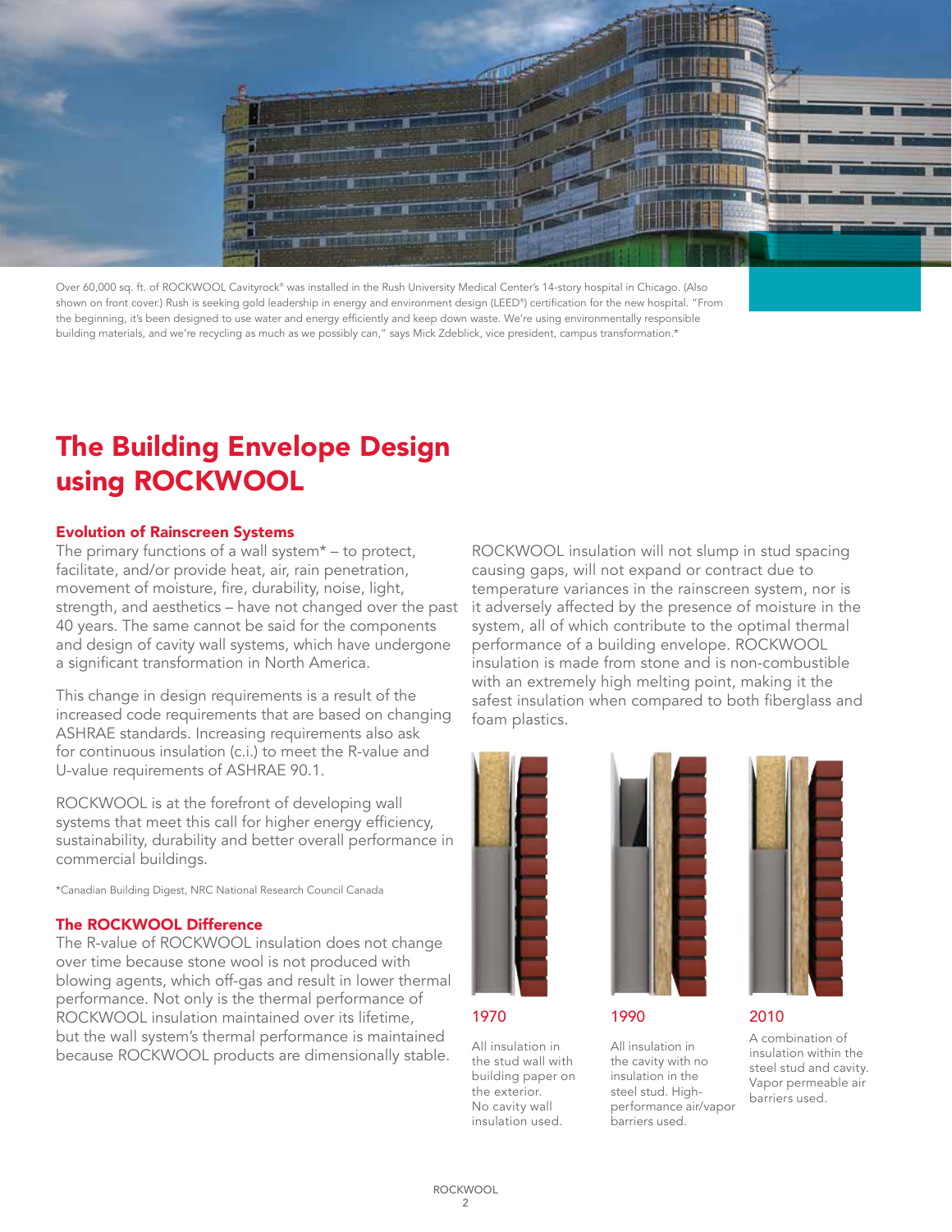Over 60,000 sq. ft. of ROCKWOOL Cavityrock® was installed in the Rush University Medical Center's 14-story hospital in Chicago. (Also shown on front cover.) Rush is seeking gold leadership in energy and environment design (LEED®) certification for the new hospital. "From the beginning, it's been designed to use water and energy efficiently and keep down waste. We're using environmentally responsible building materials, and we're recycling as much as we possibly can," says Mick Zdeblick, vice president, campus transformation.*

# The Building Envelope Design using ROCKWOOL

### Evolution of Rainscreen Systems

The primary functions of a wall system* – to protect, facilitate, and/or provide heat, air, rain penetration, movement of moisture, fire, durability, noise, light, strength, and aesthetics – have not changed over the past 40 years. The same cannot be said for the components and design of cavity wall systems, which have undergone a significant transformation in North America.

This change in design requirements is a result of the increased code requirements that are based on changing ASHRAE standards. Increasing requirements also ask for continuous insulation (c.i.) to meet the R-value and U-value requirements of ASHRAE 90.1.

ROCKWOOL is at the forefront of developing wall systems that meet this call for higher energy efficiency, sustainability, durability and better overall performance in commercial buildings.

*Canadian Building Digest, NRC National Research Council Canada

### The ROCKWOOL Difference

The R-value of ROCKWOOL insulation does not change over time because stone wool is not produced with blowing agents, which off-gas and result in lower thermal performance. Not only is the thermal performance of ROCKWOOL insulation maintained over its lifetime, but the wall system's thermal performance is maintained because ROCKWOOL products are dimensionally stable.

ROCKWOOL insulation will not slump in stud spacing causing gaps, will not expand or contract due to temperature variances in the rainscreen system, nor is it adversely affected by the presence of moisture in the system, all of which contribute to the optimal thermal performance of a building envelope. ROCKWOOL insulation is made from stone and is non-combustible with an extremely high melting point, making it the safest insulation when compared to both fiberglass and foam plastics.

**1970**

All insulation in the stud wall with building paper on the exterior. No cavity wall insulation used.

**1990**

All insulation in the cavity with no insulation in the steel stud. High-performance air/vapor barriers used.

**2010**

A combination of insulation within the steel stud and cavity. Vapor permeable air barriers used.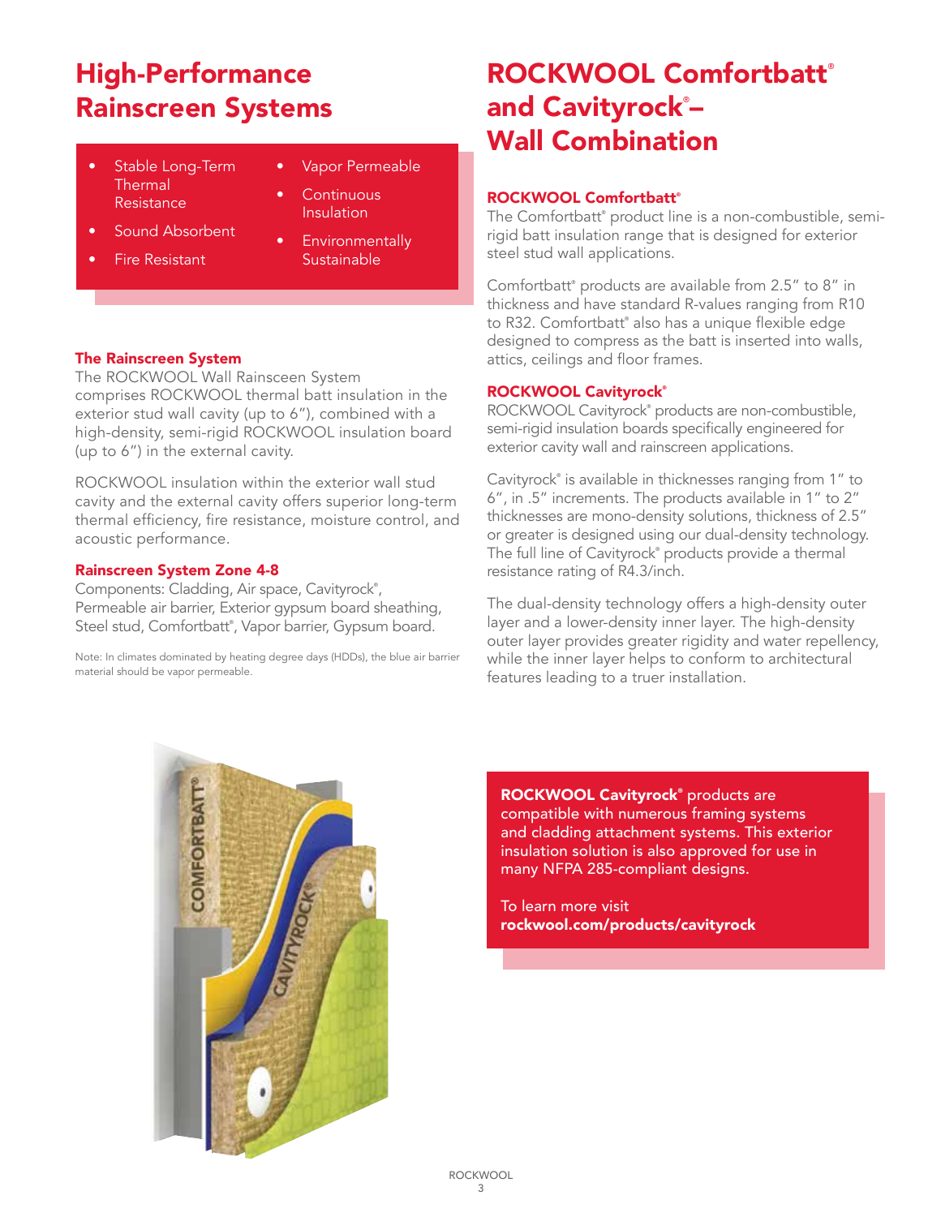# High-Performance Rainscreen Systems

- Stable Long-Term Thermal Resistance
- Sound Absorbent
- Fire Resistant
- Vapor Permeable
- Continuous Insulation
- Environmentally Sustainable

### The Rainscreen System

The ROCKWOOL Wall Rainsceen System comprises ROCKWOOL thermal batt insulation in the exterior stud wall cavity (up to 6"), combined with a high-density, semi-rigid ROCKWOOL insulation board (up to 6") in the external cavity.

ROCKWOOL insulation within the exterior wall stud cavity and the external cavity offers superior long-term thermal efficiency, fire resistance, moisture control, and acoustic performance.

### Rainscreen System Zone 4-8

Components: Cladding, Air space, Cavityrock®, Permeable air barrier, Exterior gypsum board sheathing, Steel stud, Comfortbatt®, Vapor barrier, Gypsum board.

Note: In climates dominated by heating degree days (HDDs), the blue air barrier material should be vapor permeable.

# ROCKWOOL Comfortbatt® and Cavityrock® – Wall Combination

### ROCKWOOL Comfortbatt®

The Comfortbatt® product line is a non-combustible, semi-rigid batt insulation range that is designed for exterior steel stud wall applications.

Comfortbatt® products are available from 2.5" to 8" in thickness and have standard R-values ranging from R10 to R32. Comfortbatt® also has a unique flexible edge designed to compress as the batt is inserted into walls, attics, ceilings and floor frames.

### ROCKWOOL Cavityrock®

ROCKWOOL Cavityrock® products are non-combustible, semi-rigid insulation boards specifically engineered for exterior cavity wall and rainscreen applications.

Cavityrock® is available in thicknesses ranging from 1" to 6", in .5" increments. The products available in 1" to 2" thicknesses are mono-density solutions, thickness of 2.5" or greater is designed using our dual-density technology. The full line of Cavityrock® products provide a thermal resistance rating of R4.3/inch.

The dual-density technology offers a high-density outer layer and a lower-density inner layer. The high-density outer layer provides greater rigidity and water repellency, while the inner layer helps to conform to architectural features leading to a truer installation.

**ROCKWOOL Cavityrock®** products are compatible with numerous framing systems and cladding attachment systems. This exterior insulation solution is also approved for use in many NFPA 285-compliant designs.

To learn more visit
**rockwool.com/products/cavityrock**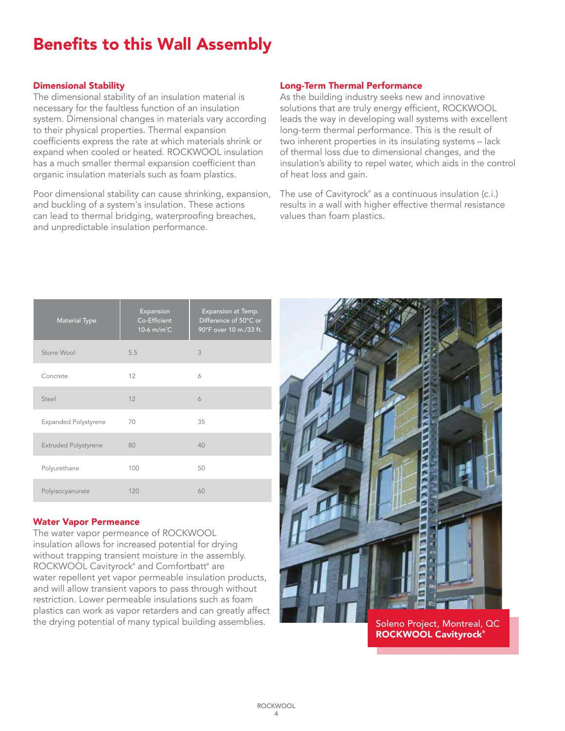# Benefits to this Wall Assembly

### Dimensional Stability

The dimensional stability of an insulation material is necessary for the faultless function of an insulation system. Dimensional changes in materials vary according to their physical properties. Thermal expansion coefficients express the rate at which materials shrink or expand when cooled or heated. ROCKWOOL insulation has a much smaller thermal expansion coefficient than organic insulation materials such as foam plastics.

Poor dimensional stability can cause shrinking, expansion, and buckling of a system's insulation. These actions can lead to thermal bridging, waterproofing breaches, and unpredictable insulation performance.

### Long-Term Thermal Performance

As the building industry seeks new and innovative solutions that are truly energy efficient, ROCKWOOL leads the way in developing wall systems with excellent long-term thermal performance. This is the result of two inherent properties in its insulating systems – lack of thermal loss due to dimensional changes, and the insulation's ability to repel water, which aids in the control of heat loss and gain.

The use of Cavityrock® as a continuous insulation (c.i.) results in a wall with higher effective thermal resistance values than foam plastics.

| Material Type | Expansion Co-Efficient 10-6 m/m°C | Expansion at Temp. Difference of 50°C or 90°F over 10 m./33 ft. |
|---|---|---|
| Stone Wool | 5.5 | 3 |
| Concrete | 12 | 6 |
| Steel | 12 | 6 |
| Expanded Polystyrene | 70 | 35 |
| Extruded Polystyrene | 80 | 40 |
| Polyurethane | 100 | 50 |
| Polyisocyanurate | 120 | 60 |

### Water Vapor Permeance

The water vapor permeance of ROCKWOOL insulation allows for increased potential for drying without trapping transient moisture in the assembly. ROCKWOOL Cavityrock® and Comfortbatt® are water repellent yet vapor permeable insulation products, and will allow transient vapors to pass through without restriction. Lower permeable insulations such as foam plastics can work as vapor retarders and can greatly affect the drying potential of many typical building assemblies.

Soleno Project, Montreal, QC
**ROCKWOOL Cavityrock®**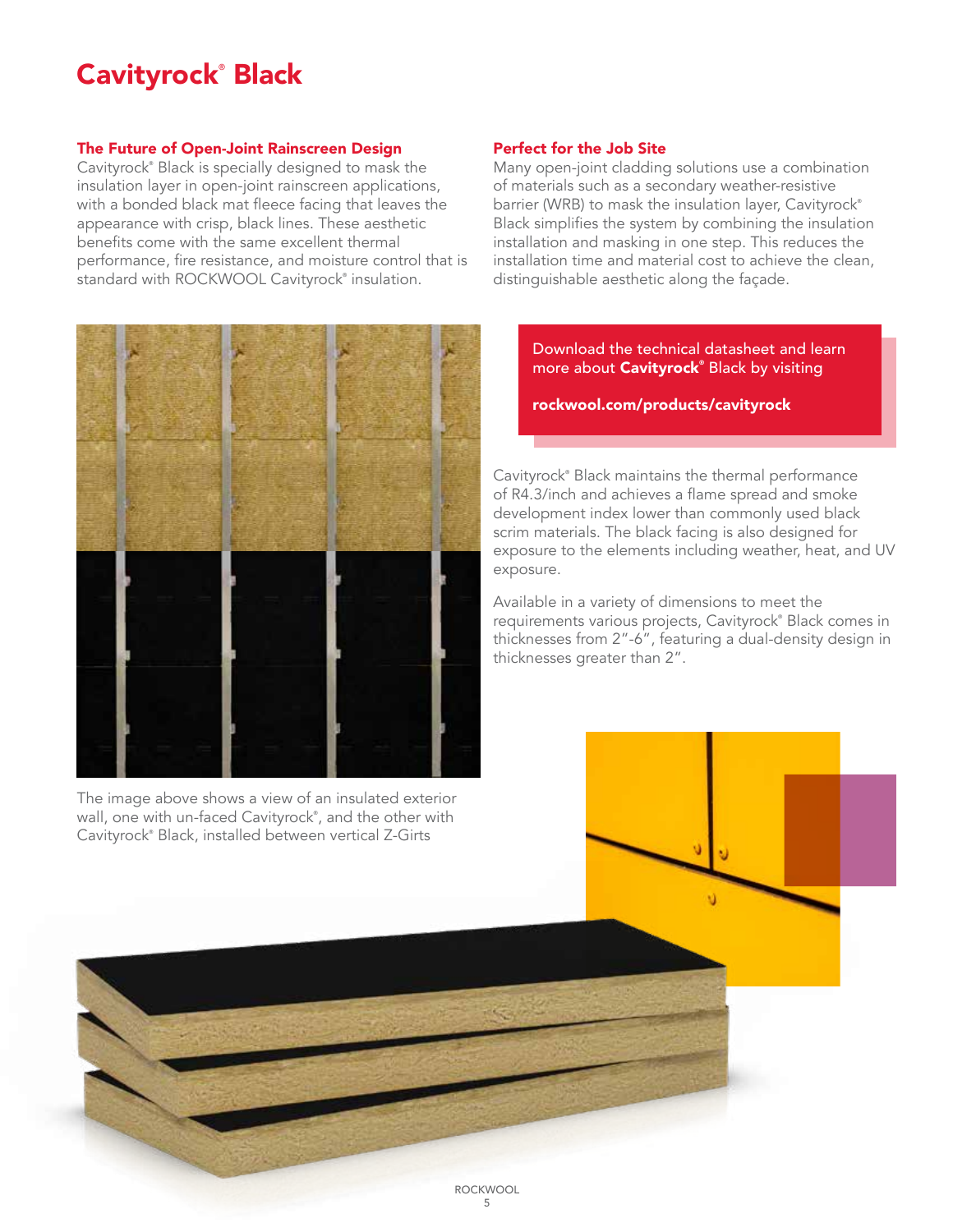# Cavityrock® Black

### The Future of Open-Joint Rainscreen Design

Cavityrock® Black is specially designed to mask the insulation layer in open-joint rainscreen applications, with a bonded black mat fleece facing that leaves the appearance with crisp, black lines. These aesthetic benefits come with the same excellent thermal performance, fire resistance, and moisture control that is standard with ROCKWOOL Cavityrock® insulation.

### Perfect for the Job Site

Many open-joint cladding solutions use a combination of materials such as a secondary weather-resistive barrier (WRB) to mask the insulation layer, Cavityrock® Black simplifies the system by combining the insulation installation and masking in one step. This reduces the installation time and material cost to achieve the clean, distinguishable aesthetic along the façade.

Download the technical datasheet and learn more about **Cavityrock®** Black by visiting

**rockwool.com/products/cavityrock**

Cavityrock® Black maintains the thermal performance of R4.3/inch and achieves a flame spread and smoke development index lower than commonly used black scrim materials. The black facing is also designed for exposure to the elements including weather, heat, and UV exposure.

Available in a variety of dimensions to meet the requirements various projects, Cavityrock® Black comes in thicknesses from 2"-6", featuring a dual-density design in thicknesses greater than 2".

The image above shows a view of an insulated exterior wall, one with un-faced Cavityrock®, and the other with Cavityrock® Black, installed between vertical Z-Girts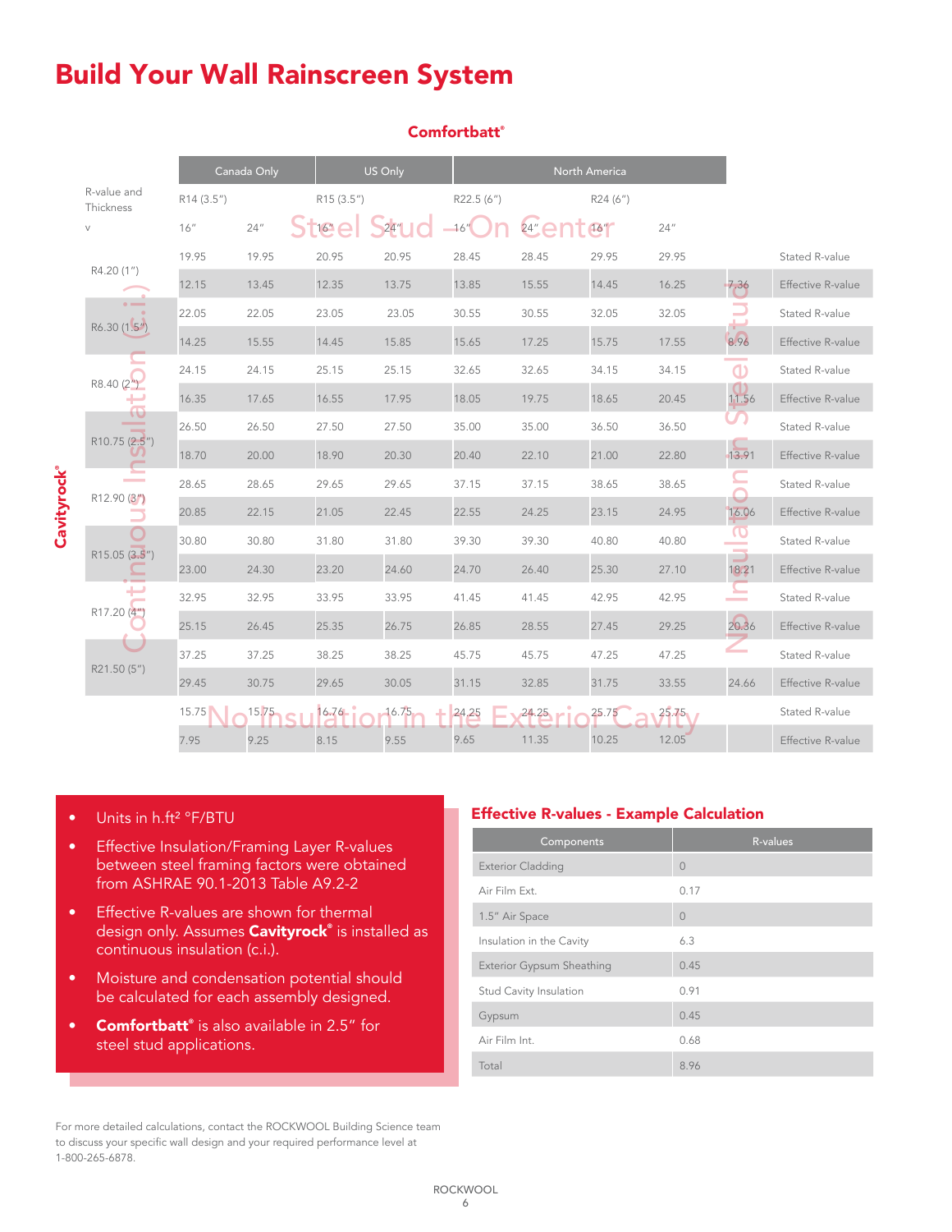# Build Your Wall Rainscreen System

**Comfortbatt®**

| | | Canada Only | | US Only | | North America | | | | | |
|---|---|---|---|---|---|---|---|---|---|---|---|
| R-value and Thickness | | R14 (3.5″) | | R15 (3.5″) | | R22.5 (6″) | | R24 (6″) | | | |
| | | Steel Stud – On Center | | | | | | | | | |
| | | 16″ | 24″ | 16″ | 24″ | 16″ | 24″ | 16″ | 24″ | No Insulation in Steel Stud | |
| Cavityrock® Continuous Insulation (c.i.) | R4.20 (1″) | 19.95 | 19.95 | 20.95 | 20.95 | 28.45 | 28.45 | 29.95 | 29.95 | | Stated R-value |
| | | 12.15 | 13.45 | 12.35 | 13.75 | 13.85 | 15.55 | 14.45 | 16.25 | 7.36 | Effective R-value |
| | R6.30 (1.5″) | 22.05 | 22.05 | 23.05 | 23.05 | 30.55 | 30.55 | 32.05 | 32.05 | | Stated R-value |
| | | 14.25 | 15.55 | 14.45 | 15.85 | 15.65 | 17.25 | 15.75 | 17.55 | 8.96 | Effective R-value |
| | R8.40 (2″) | 24.15 | 24.15 | 25.15 | 25.15 | 32.65 | 32.65 | 34.15 | 34.15 | | Stated R-value |
| | | 16.35 | 17.65 | 16.55 | 17.95 | 18.05 | 19.75 | 18.65 | 20.45 | 11.56 | Effective R-value |
| | R10.75 (2.5″) | 26.50 | 26.50 | 27.50 | 27.50 | 35.00 | 35.00 | 36.50 | 36.50 | | Stated R-value |
| | | 18.70 | 20.00 | 18.90 | 20.30 | 20.40 | 22.10 | 21.00 | 22.80 | 13.91 | Effective R-value |
| | R12.90 (3″) | 28.65 | 28.65 | 29.65 | 29.65 | 37.15 | 37.15 | 38.65 | 38.65 | | Stated R-value |
| | | 20.85 | 22.15 | 21.05 | 22.45 | 22.55 | 24.25 | 23.15 | 24.95 | 16.06 | Effective R-value |
| | R15.05 (3.5″) | 30.80 | 30.80 | 31.80 | 31.80 | 39.30 | 39.30 | 40.80 | 40.80 | | Stated R-value |
| | | 23.00 | 24.30 | 23.20 | 24.60 | 24.70 | 26.40 | 25.30 | 27.10 | 18.21 | Effective R-value |
| | R17.20 (4″) | 32.95 | 32.95 | 33.95 | 33.95 | 41.45 | 41.45 | 42.95 | 42.95 | | Stated R-value |
| | | 25.15 | 26.45 | 25.35 | 26.75 | 26.85 | 28.55 | 27.45 | 29.25 | 20.36 | Effective R-value |
| | R21.50 (5″) | 37.25 | 37.25 | 38.25 | 38.25 | 45.75 | 45.75 | 47.25 | 47.25 | | Stated R-value |
| | | 29.45 | 30.75 | 29.65 | 30.05 | 31.15 | 32.85 | 31.75 | 33.55 | 24.66 | Effective R-value |
| No Insulation in the Exterior Cavity | | 15.75 | 15.75 | 16.76 | 16.75 | 24.25 | 24.25 | 25.75 | 25.75 | | Stated R-value |
| | | 7.95 | 9.25 | 8.15 | 9.55 | 9.65 | 11.35 | 10.25 | 12.05 | | Effective R-value |

- Units in h.ft² °F/BTU
- Effective Insulation/Framing Layer R-values between steel framing factors were obtained from ASHRAE 90.1-2013 Table A9.2-2
- Effective R-values are shown for thermal design only. Assumes **Cavityrock®** is installed as continuous insulation (c.i.).
- Moisture and condensation potential should be calculated for each assembly designed.
- **Comfortbatt®** is also available in 2.5″ for steel stud applications.

## Effective R-values - Example Calculation

| Components | R-values |
|---|---|
| Exterior Cladding | 0 |
| Air Film Ext. | 0.17 |
| 1.5″ Air Space | 0 |
| Insulation in the Cavity | 6.3 |
| Exterior Gypsum Sheathing | 0.45 |
| Stud Cavity Insulation | 0.91 |
| Gypsum | 0.45 |
| Air Film Int. | 0.68 |
| Total | 8.96 |

For more detailed calculations, contact the ROCKWOOL Building Science team to discuss your specific wall design and your required performance level at 1-800-265-6878.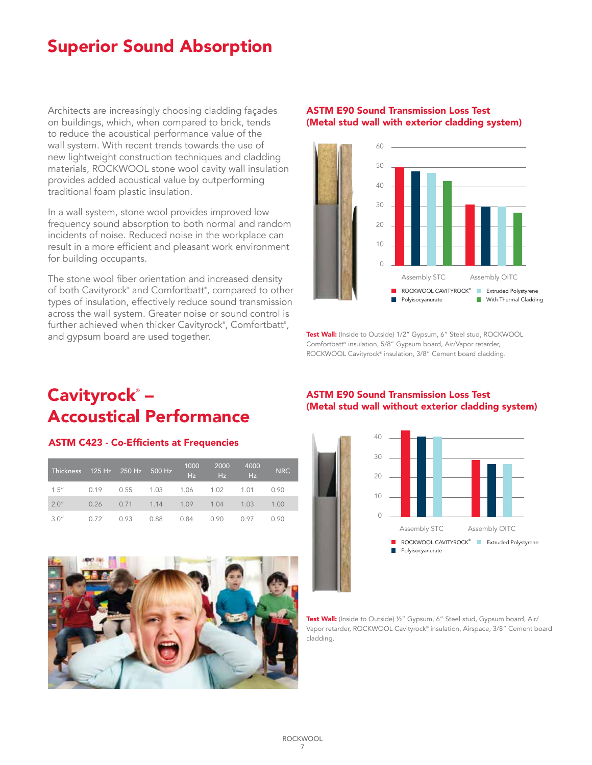# Superior Sound Absorption

Architects are increasingly choosing cladding façades on buildings, which, when compared to brick, tends to reduce the acoustical performance value of the wall system. With recent trends towards the use of new lightweight construction techniques and cladding materials, ROCKWOOL stone wool cavity wall insulation provides added acoustical value by outperforming traditional foam plastic insulation.

In a wall system, stone wool provides improved low frequency sound absorption to both normal and random incidents of noise. Reduced noise in the workplace can result in a more efficient and pleasant work environment for building occupants.

The stone wool fiber orientation and increased density of both Cavityrock® and Comfortbatt®, compared to other types of insulation, effectively reduce sound transmission across the wall system. Greater noise or sound control is further achieved when thicker Cavityrock®, Comfortbatt®, and gypsum board are used together.

### ASTM E90 Sound Transmission Loss Test (Metal stud wall with exterior cladding system)

**Test Wall:** (Inside to Outside) 1/2" Gypsum, 6" Steel stud, ROCKWOOL Comfortbatt® insulation, 5/8" Gypsum board, Air/Vapor retarder, ROCKWOOL Cavityrock® insulation, 3/8" Cement board cladding.

# Cavityrock® – Accoustical Performance

### ASTM C423 - Co-Efficients at Frequencies

| Thickness | 125 Hz | 250 Hz | 500 Hz | 1000 Hz | 2000 Hz | 4000 Hz | NRC |
|---|---|---|---|---|---|---|---|
| 1.5" | 0.19 | 0.55 | 1.03 | 1.06 | 1.02 | 1.01 | 0.90 |
| 2.0" | 0.26 | 0.71 | 1.14 | 1.09 | 1.04 | 1.03 | 1.00 |
| 3.0" | 0.72 | 0.93 | 0.88 | 0.84 | 0.90 | 0.97 | 0.90 |

### ASTM E90 Sound Transmission Loss Test (Metal stud wall without exterior cladding system)

**Test Wall:** (Inside to Outside) ½" Gypsum, 6" Steel stud, Gypsum board, Air/Vapor retarder, ROCKWOOL Cavityrock® insulation, Airspace, 3/8" Cement board cladding.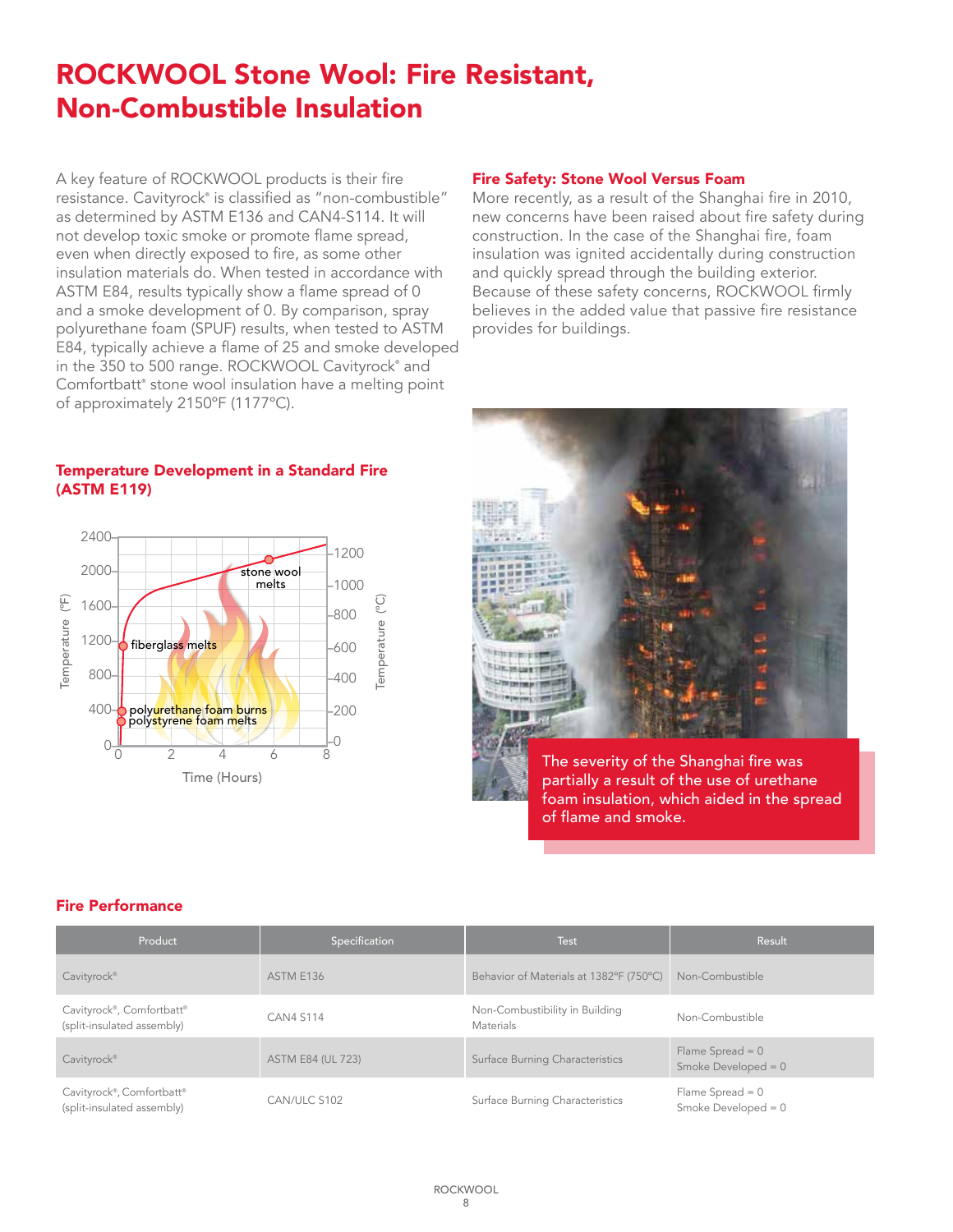# ROCKWOOL Stone Wool: Fire Resistant, Non-Combustible Insulation

A key feature of ROCKWOOL products is their fire resistance. Cavityrock® is classified as "non-combustible" as determined by ASTM E136 and CAN4-S114. It will not develop toxic smoke or promote flame spread, even when directly exposed to fire, as some other insulation materials do. When tested in accordance with ASTM E84, results typically show a flame spread of 0 and a smoke development of 0. By comparison, spray polyurethane foam (SPUF) results, when tested to ASTM E84, typically achieve a flame of 25 and smoke developed in the 350 to 500 range. ROCKWOOL Cavityrock® and Comfortbatt® stone wool insulation have a melting point of approximately 2150°F (1177°C).

## Temperature Development in a Standard Fire (ASTM E119)

Temperature (°F) | Temperature (°C) | Time (Hours)

- stone wool melts
- fiberglass melts
- polyurethane foam burns
- polystyrene foam melts

## Fire Safety: Stone Wool Versus Foam

More recently, as a result of the Shanghai fire in 2010, new concerns have been raised about fire safety during construction. In the case of the Shanghai fire, foam insulation was ignited accidentally during construction and quickly spread through the building exterior. Because of these safety concerns, ROCKWOOL firmly believes in the added value that passive fire resistance provides for buildings.

The severity of the Shanghai fire was partially a result of the use of urethane foam insulation, which aided in the spread of flame and smoke.

## Fire Performance

| Product | Specification | Test | Result |
|---|---|---|---|
| Cavityrock® | ASTM E136 | Behavior of Materials at 1382°F (750°C) | Non-Combustible |
| Cavityrock®, Comfortbatt® (split-insulated assembly) | CAN4 S114 | Non-Combustibility in Building Materials | Non-Combustible |
| Cavityrock® | ASTM E84 (UL 723) | Surface Burning Characteristics | Flame Spread = 0<br>Smoke Developed = 0 |
| Cavityrock®, Comfortbatt® (split-insulated assembly) | CAN/ULC S102 | Surface Burning Characteristics | Flame Spread = 0<br>Smoke Developed = 0 |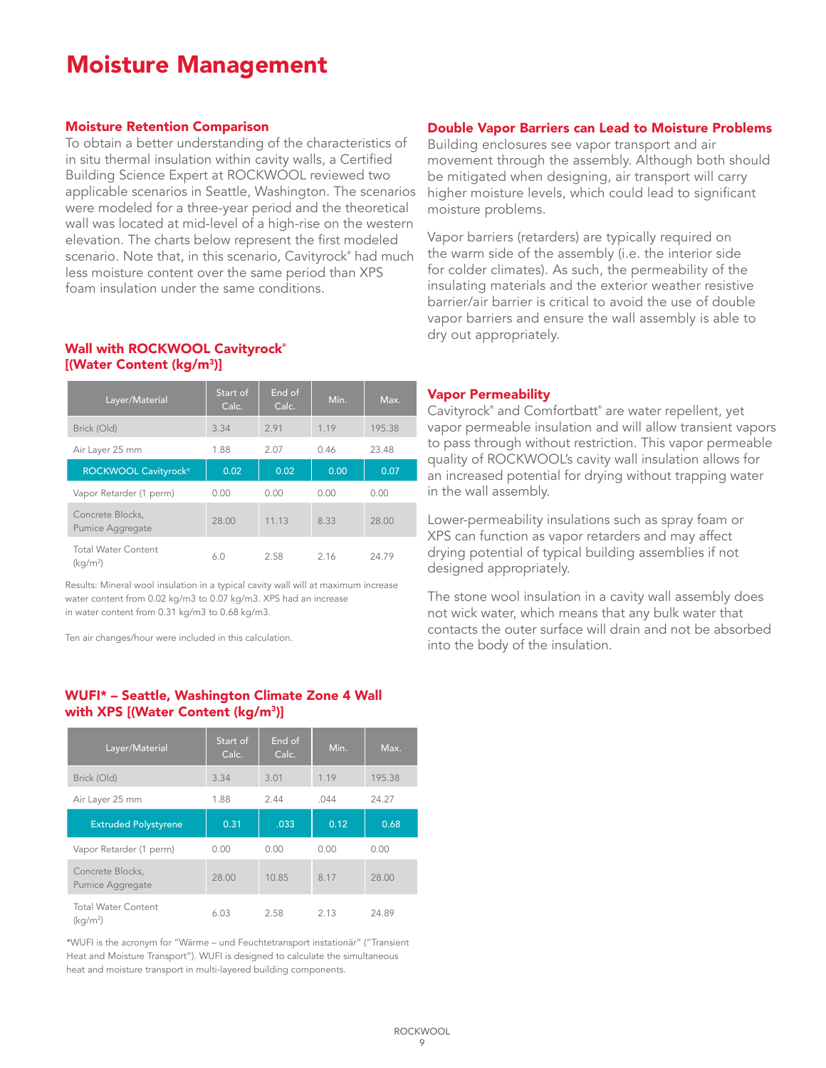# Moisture Management

## Moisture Retention Comparison

To obtain a better understanding of the characteristics of in situ thermal insulation within cavity walls, a Certified Building Science Expert at ROCKWOOL reviewed two applicable scenarios in Seattle, Washington. The scenarios were modeled for a three-year period and the theoretical wall was located at mid-level of a high-rise on the western elevation. The charts below represent the first modeled scenario. Note that, in this scenario, Cavityrock® had much less moisture content over the same period than XPS foam insulation under the same conditions.

### Wall with ROCKWOOL Cavityrock® [(Water Content (kg/m³)]

| Layer/Material | Start of Calc. | End of Calc. | Min. | Max. |
|---|---|---|---|---|
| Brick (Old) | 3.34 | 2.91 | 1.19 | 195.38 |
| Air Layer 25 mm | 1.88 | 2.07 | 0.46 | 23.48 |
| ROCKWOOL Cavityrock® | 0.02 | 0.02 | 0.00 | 0.07 |
| Vapor Retarder (1 perm) | 0.00 | 0.00 | 0.00 | 0.00 |
| Concrete Blocks, Pumice Aggregate | 28.00 | 11.13 | 8.33 | 28.00 |
| Total Water Content (kg/m²) | 6.0 | 2.58 | 2.16 | 24.79 |

Results: Mineral wool insulation in a typical cavity wall will at maximum increase water content from 0.02 kg/m3 to 0.07 kg/m3. XPS had an increase in water content from 0.31 kg/m3 to 0.68 kg/m3.

Ten air changes/hour were included in this calculation.

### WUFI* – Seattle, Washington Climate Zone 4 Wall with XPS [(Water Content (kg/m³)]

| Layer/Material | Start of Calc. | End of Calc. | Min. | Max. |
|---|---|---|---|---|
| Brick (Old) | 3.34 | 3.01 | 1.19 | 195.38 |
| Air Layer 25 mm | 1.88 | 2.44 | .044 | 24.27 |
| Extruded Polystyrene | 0.31 | .033 | 0.12 | 0.68 |
| Vapor Retarder (1 perm) | 0.00 | 0.00 | 0.00 | 0.00 |
| Concrete Blocks, Pumice Aggregate | 28.00 | 10.85 | 8.17 | 28.00 |
| Total Water Content (kg/m²) | 6.03 | 2.58 | 2.13 | 24.89 |

*WUFI is the acronym for "Wärme – und Feuchtetransport instationär" ("Transient Heat and Moisture Transport"). WUFI is designed to calculate the simultaneous heat and moisture transport in multi-layered building components.

## Double Vapor Barriers can Lead to Moisture Problems

Building enclosures see vapor transport and air movement through the assembly. Although both should be mitigated when designing, air transport will carry higher moisture levels, which could lead to significant moisture problems.

Vapor barriers (retarders) are typically required on the warm side of the assembly (i.e. the interior side for colder climates). As such, the permeability of the insulating materials and the exterior weather resistive barrier/air barrier is critical to avoid the use of double vapor barriers and ensure the wall assembly is able to dry out appropriately.

## Vapor Permeability

Cavityrock® and Comfortbatt® are water repellent, yet vapor permeable insulation and will allow transient vapors to pass through without restriction. This vapor permeable quality of ROCKWOOL's cavity wall insulation allows for an increased potential for drying without trapping water in the wall assembly.

Lower-permeability insulations such as spray foam or XPS can function as vapor retarders and may affect drying potential of typical building assemblies if not designed appropriately.

The stone wool insulation in a cavity wall assembly does not wick water, which means that any bulk water that contacts the outer surface will drain and not be absorbed into the body of the insulation.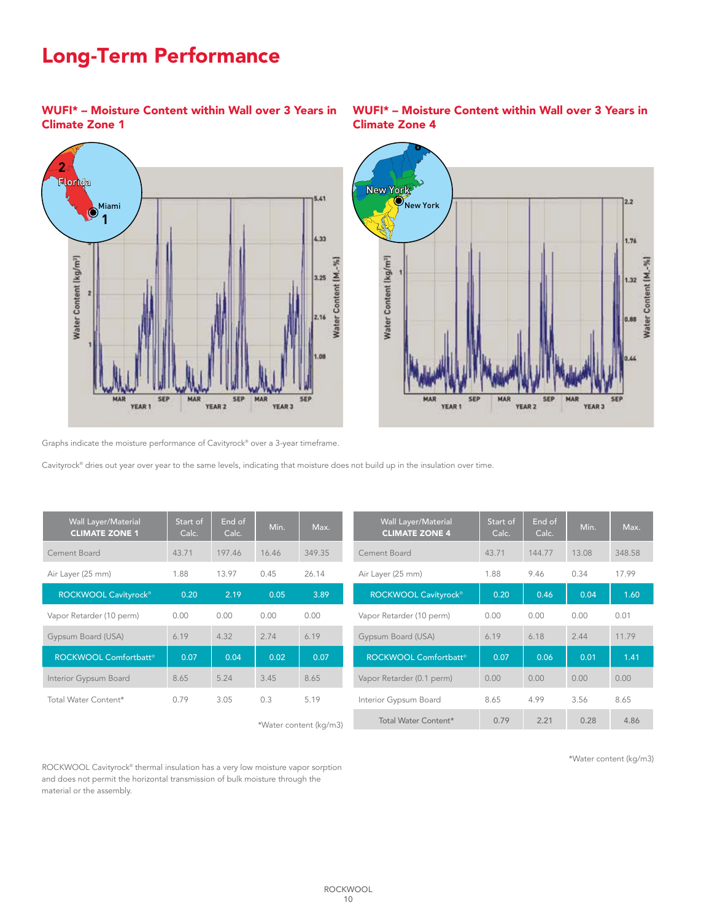# Long-Term Performance

## WUFI* – Moisture Content within Wall over 3 Years in Climate Zone 1

## WUFI* – Moisture Content within Wall over 3 Years in Climate Zone 4

Graphs indicate the moisture performance of Cavityrock® over a 3-year timeframe.

Cavityrock® dries out year over year to the same levels, indicating that moisture does not build up in the insulation over time.

| Wall Layer/Material **CLIMATE ZONE 1** | Start of Calc. | End of Calc. | Min. | Max. |
|---|---|---|---|---|
| Cement Board | 43.71 | 197.46 | 16.46 | 349.35 |
| Air Layer (25 mm) | 1.88 | 13.97 | 0.45 | 26.14 |
| **ROCKWOOL Cavityrock®** | **0.20** | **2.19** | **0.05** | **3.89** |
| Vapor Retarder (10 perm) | 0.00 | 0.00 | 0.00 | 0.00 |
| Gypsum Board (USA) | 6.19 | 4.32 | 2.74 | 6.19 |
| **ROCKWOOL Comfortbatt®** | **0.07** | **0.04** | **0.02** | **0.07** |
| Interior Gypsum Board | 8.65 | 5.24 | 3.45 | 8.65 |
| Total Water Content* | 0.79 | 3.05 | 0.3 | 5.19 |

*Water content (kg/m3)

| Wall Layer/Material **CLIMATE ZONE 4** | Start of Calc. | End of Calc. | Min. | Max. |
|---|---|---|---|---|
| Cement Board | 43.71 | 144.77 | 13.08 | 348.58 |
| Air Layer (25 mm) | 1.88 | 9.46 | 0.34 | 17.99 |
| **ROCKWOOL Cavityrock®** | **0.20** | **0.46** | **0.04** | **1.60** |
| Vapor Retarder (10 perm) | 0.00 | 0.00 | 0.00 | 0.01 |
| Gypsum Board (USA) | 6.19 | 6.18 | 2.44 | 11.79 |
| **ROCKWOOL Comfortbatt®** | **0.07** | **0.06** | **0.01** | **1.41** |
| Vapor Retarder (0.1 perm) | 0.00 | 0.00 | 0.00 | 0.00 |
| Interior Gypsum Board | 8.65 | 4.99 | 3.56 | 8.65 |
| Total Water Content* | 0.79 | 2.21 | 0.28 | 4.86 |

*Water content (kg/m3)

ROCKWOOL Cavityrock® thermal insulation has a very low moisture vapor sorption and does not permit the horizontal transmission of bulk moisture through the material or the assembly.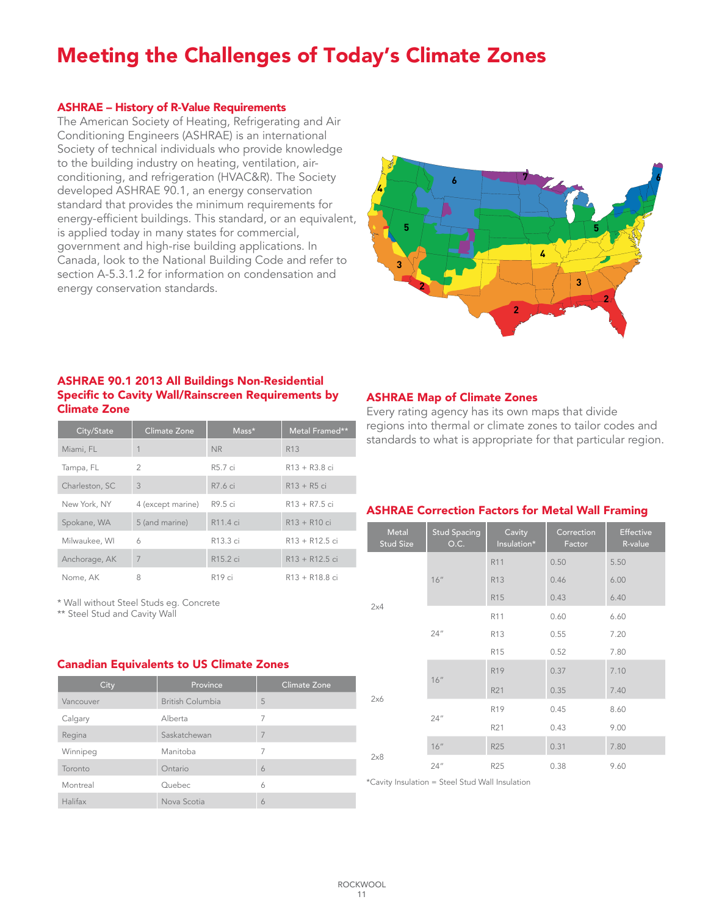# Meeting the Challenges of Today's Climate Zones

## ASHRAE – History of R-Value Requirements

The American Society of Heating, Refrigerating and Air Conditioning Engineers (ASHRAE) is an international Society of technical individuals who provide knowledge to the building industry on heating, ventilation, air-conditioning, and refrigeration (HVAC&R). The Society developed ASHRAE 90.1, an energy conservation standard that provides the minimum requirements for energy-efficient buildings. This standard, or an equivalent, is applied today in many states for commercial, government and high-rise building applications. In Canada, look to the National Building Code and refer to section A-5.3.1.2 for information on condensation and energy conservation standards.

## ASHRAE 90.1 2013 All Buildings Non-Residential Specific to Cavity Wall/Rainscreen Requirements by Climate Zone

| City/State | Climate Zone | Mass* | Metal Framed** |
|---|---|---|---|
| Miami, FL | 1 | NR | R13 |
| Tampa, FL | 2 | R5.7 ci | R13 + R3.8 ci |
| Charleston, SC | 3 | R7.6 ci | R13 + R5 ci |
| New York, NY | 4 (except marine) | R9.5 ci | R13 + R7.5 ci |
| Spokane, WA | 5 (and marine) | R11.4 ci | R13 + R10 ci |
| Milwaukee, WI | 6 | R13.3 ci | R13 + R12.5 ci |
| Anchorage, AK | 7 | R15.2 ci | R13 + R12.5 ci |
| Nome, AK | 8 | R19 ci | R13 + R18.8 ci |

\* Wall without Steel Studs eg. Concrete
\*\* Steel Stud and Cavity Wall

## Canadian Equivalents to US Climate Zones

| City | Province | Climate Zone |
|---|---|---|
| Vancouver | British Columbia | 5 |
| Calgary | Alberta | 7 |
| Regina | Saskatchewan | 7 |
| Winnipeg | Manitoba | 7 |
| Toronto | Ontario | 6 |
| Montreal | Quebec | 6 |
| Halifax | Nova Scotia | 6 |

## ASHRAE Map of Climate Zones

Every rating agency has its own maps that divide regions into thermal or climate zones to tailor codes and standards to what is appropriate for that particular region.

## ASHRAE Correction Factors for Metal Wall Framing

| Metal Stud Size | Stud Spacing O.C. | Cavity Insulation* | Correction Factor | Effective R-value |
|---|---|---|---|---|
| 2x4 | 16" | R11 | 0.50 | 5.50 |
| | | R13 | 0.46 | 6.00 |
| | | R15 | 0.43 | 6.40 |
| | 24" | R11 | 0.60 | 6.60 |
| | | R13 | 0.55 | 7.20 |
| | | R15 | 0.52 | 7.80 |
| 2x6 | 16" | R19 | 0.37 | 7.10 |
| | | R21 | 0.35 | 7.40 |
| | 24" | R19 | 0.45 | 8.60 |
| | | R21 | 0.43 | 9.00 |
| 2x8 | 16" | R25 | 0.31 | 7.80 |
| | 24" | R25 | 0.38 | 9.60 |

\*Cavity Insulation = Steel Stud Wall Insulation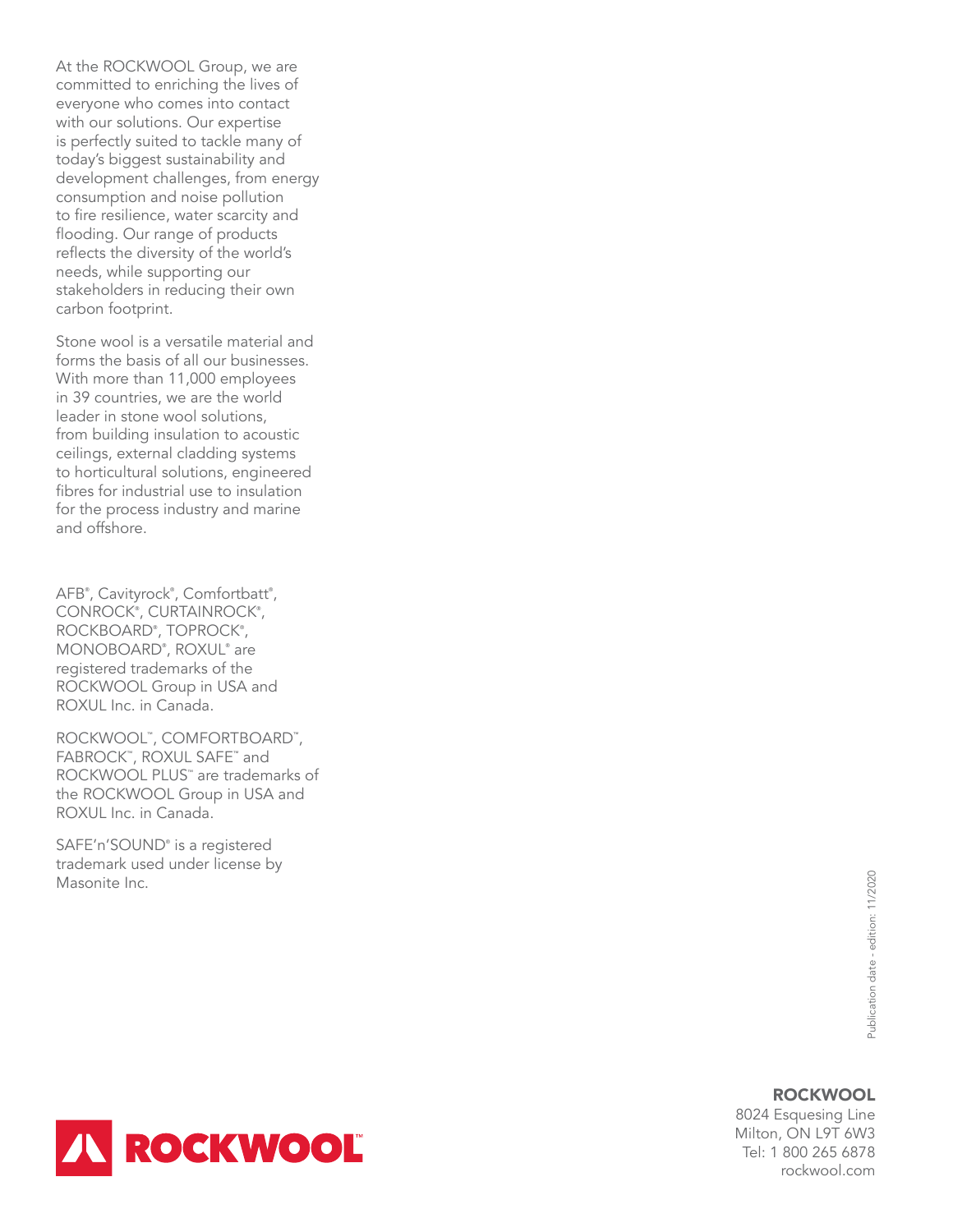At the ROCKWOOL Group, we are committed to enriching the lives of everyone who comes into contact with our solutions. Our expertise is perfectly suited to tackle many of today's biggest sustainability and development challenges, from energy consumption and noise pollution to fire resilience, water scarcity and flooding. Our range of products reflects the diversity of the world's needs, while supporting our stakeholders in reducing their own carbon footprint.

Stone wool is a versatile material and forms the basis of all our businesses. With more than 11,000 employees in 39 countries, we are the world leader in stone wool solutions, from building insulation to acoustic ceilings, external cladding systems to horticultural solutions, engineered fibres for industrial use to insulation for the process industry and marine and offshore.

AFB®, Cavityrock®, Comfortbatt®, CONROCK®, CURTAINROCK®, ROCKBOARD®, TOPROCK®, MONOBOARD®, ROXUL® are registered trademarks of the ROCKWOOL Group in USA and ROXUL Inc. in Canada.

ROCKWOOL™, COMFORTBOARD™, FABROCK™, ROXUL SAFE™ and ROCKWOOL PLUS™ are trademarks of the ROCKWOOL Group in USA and ROXUL Inc. in Canada.

SAFE'n'SOUND® is a registered trademark used under license by Masonite Inc.

Publication date - edition: 11/2020

**ROCKWOOL**
8024 Esquesing Line
Milton, ON L9T 6W3
Tel: 1 800 265 6878
rockwool.com